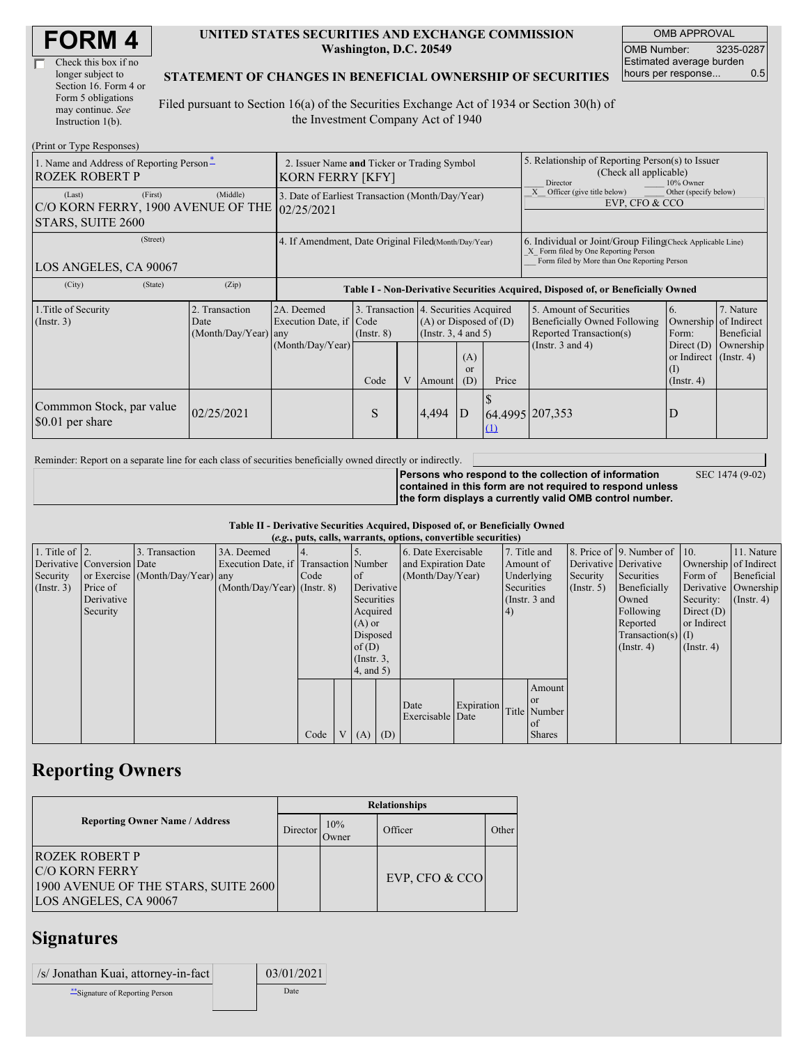# FORM 4

☐ Check this box if no longer subject to Section 16. Form 4 or Form 5 obligations may continue. *See* Instruction 1(b).

**UNITED STATES SECURITIES AND EXCHANGE COMMISSION**
**Washington, D.C. 20549**

**STATEMENT OF CHANGES IN BENEFICIAL OWNERSHIP OF SECURITIES**

Filed pursuant to Section 16(a) of the Securities Exchange Act of 1934 or Section 30(h) of the Investment Company Act of 1940

| OMB APPROVAL | |
|---|---|
| OMB Number: | 3235-0287 |
| Estimated average burden hours per response... | 0.5 |

(Print or Type Responses)

| | | |
|---|---|---|
| 1. Name and Address of Reporting Person* ROZEK ROBERT P | 2. Issuer Name **and** Ticker or Trading Symbol KORN FERRY [KFY] | 5. Relationship of Reporting Person(s) to Issuer (Check all applicable) ___ Director ___ 10% Owner _X_ Officer (give title below) ___ Other (specify below) EVP, CFO & CCO |
| (Last) (First) (Middle) C/O KORN FERRY, 1900 AVENUE OF THE STARS, SUITE 2600 | 3. Date of Earliest Transaction (Month/Day/Year) 02/25/2021 | |
| (Street) LOS ANGELES, CA 90067 | 4. If Amendment, Date Original Filed(Month/Day/Year) | 6. Individual or Joint/Group Filing(Check Applicable Line) _X_ Form filed by One Reporting Person ___ Form filed by More than One Reporting Person |
| (City) (State) (Zip) | | |

**Table I - Non-Derivative Securities Acquired, Disposed of, or Beneficially Owned**

| 1.Title of Security (Instr. 3) | 2. Transaction Date (Month/Day/Year) | 2A. Deemed Execution Date, if any (Month/Day/Year) | 3. Transaction Code (Instr. 8) | | 4. Securities Acquired (A) or Disposed of (D) (Instr. 3, 4 and 5) | | | 5. Amount of Securities Beneficially Owned Following Reported Transaction(s) (Instr. 3 and 4) | 6. Ownership Form: Direct (D) or Indirect (I) (Instr. 4) | 7. Nature of Indirect Beneficial Ownership (Instr. 4) |
|---|---|---|---|---|---|---|---|---|---|---|
| | | | Code | V | Amount | (A) or (D) | Price | | | |
| Commmon Stock, par value $0.01 per share | 02/25/2021 | | S | | 4,494 | D | $ 64.4995 (1) | 207,353 | D | |

Reminder: Report on a separate line for each class of securities beneficially owned directly or indirectly.

**Persons who respond to the collection of information contained in this form are not required to respond unless the form displays a currently valid OMB control number.** SEC 1474 (9-02)

**Table II - Derivative Securities Acquired, Disposed of, or Beneficially Owned**
**(*e.g.*, puts, calls, warrants, options, convertible securities)**

| 1. Title of Derivative Security (Instr. 3) | 2. Conversion or Exercise Price of Derivative Security | 3. Transaction Date (Month/Day/Year) | 3A. Deemed Execution Date, if any (Month/Day/Year) | 4. Transaction Code (Instr. 8) | | 5. Number of Derivative Securities Acquired (A) or Disposed of (D) (Instr. 3, 4, and 5) | | 6. Date Exercisable and Expiration Date (Month/Day/Year) | | 7. Title and Amount of Underlying Securities (Instr. 3 and 4) | | 8. Price of Derivative Security (Instr. 5) | 9. Number of Derivative Securities Beneficially Owned Following Reported Transaction(s) (Instr. 4) | 10. Ownership Form of Derivative Security: Direct (D) or Indirect (I) (Instr. 4) | 11. Nature of Indirect Beneficial Ownership (Instr. 4) |
|---|---|---|---|---|---|---|---|---|---|---|---|---|---|---|---|
| | | | | Code | V | (A) | (D) | Date Exercisable | Expiration Date | Title | Amount or Number of Shares | | | | |

## Reporting Owners

| Reporting Owner Name / Address | Relationships | | | |
|---|---|---|---|---|
| | Director | 10% Owner | Officer | Other |
| ROZEK ROBERT P C/O KORN FERRY 1900 AVENUE OF THE STARS, SUITE 2600 LOS ANGELES, CA 90067 | | | EVP, CFO & CCO | |

## Signatures

| | |
|---|---|
| /s/ Jonathan Kuai, attorney-in-fact | 03/01/2021 |
| **Signature of Reporting Person | Date |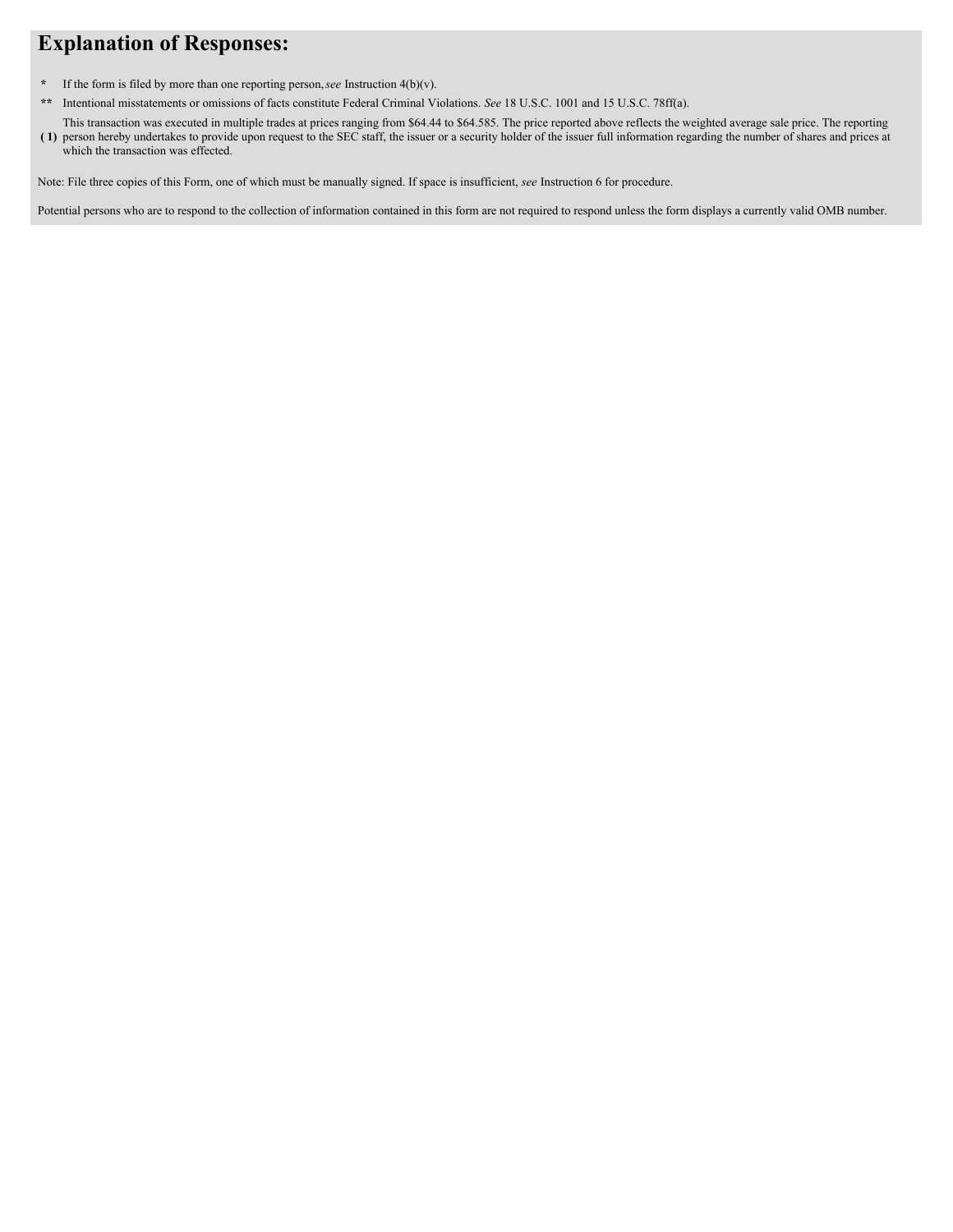# Explanation of Responses:

\* If the form is filed by more than one reporting person, *see* Instruction 4(b)(v).

\*\* Intentional misstatements or omissions of facts constitute Federal Criminal Violations. *See* 18 U.S.C. 1001 and 15 U.S.C. 78ff(a).

**( 1)** This transaction was executed in multiple trades at prices ranging from $64.44 to $64.585. The price reported above reflects the weighted average sale price. The reporting person hereby undertakes to provide upon request to the SEC staff, the issuer or a security holder of the issuer full information regarding the number of shares and prices at which the transaction was effected.

Note: File three copies of this Form, one of which must be manually signed. If space is insufficient, *see* Instruction 6 for procedure.

Potential persons who are to respond to the collection of information contained in this form are not required to respond unless the form displays a currently valid OMB number.